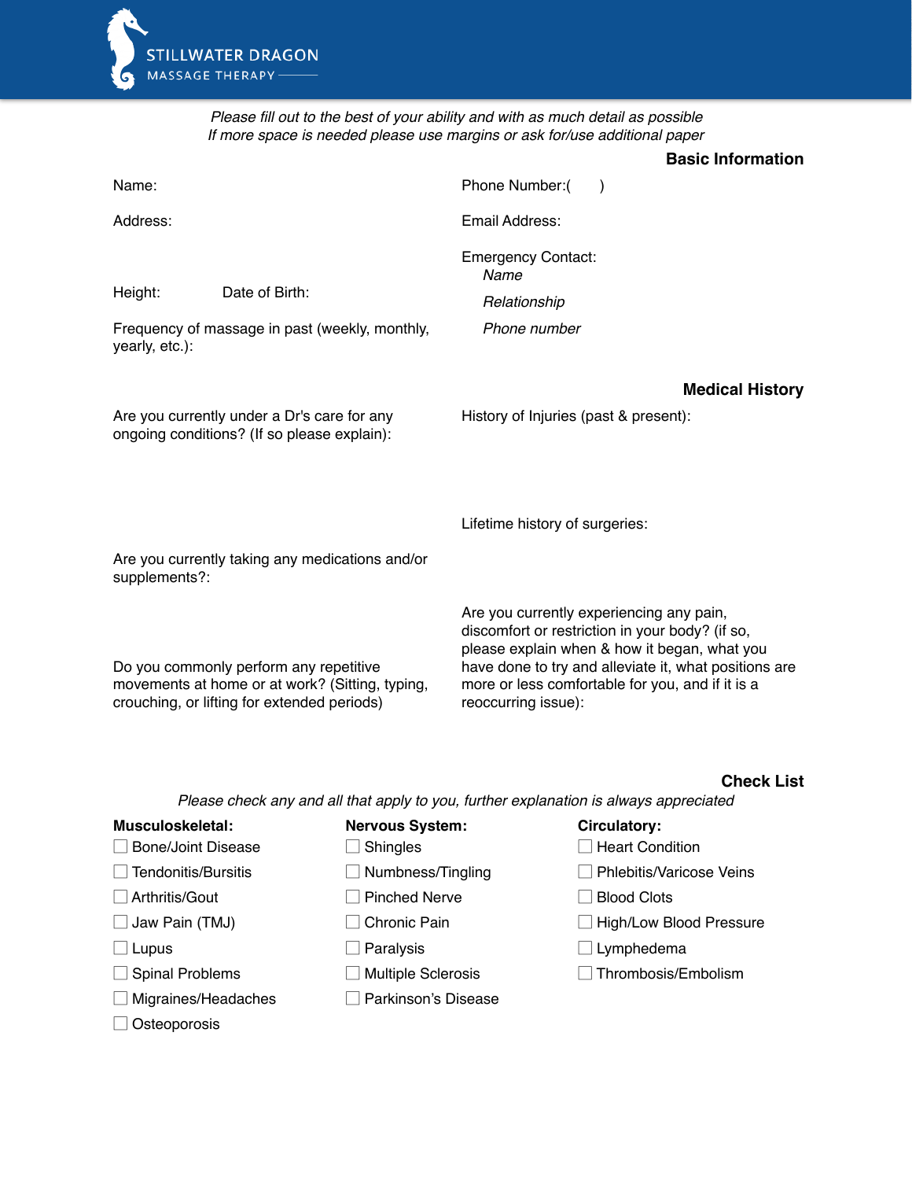**STILLWATER DRAGON**
MASSAGE THERAPY

*Please fill out to the best of your ability and with as much detail as possible*
*If more space is needed please use margins or ask for/use additional paper*

## Basic Information

Name:

Address:

Height: Date of Birth:

Frequency of massage in past (weekly, monthly, yearly, etc.):

Phone Number:( )

Email Address:

Emergency Contact:
*Name*
*Relationship*
*Phone number*

## Medical History

Are you currently under a Dr's care for any ongoing conditions? (If so please explain):

Are you currently taking any medications and/or supplements?:

Do you commonly perform any repetitive movements at home or at work? (Sitting, typing, crouching, or lifting for extended periods)

History of Injuries (past & present):

Lifetime history of surgeries:

Are you currently experiencing any pain, discomfort or restriction in your body? (if so, please explain when & how it began, what you have done to try and alleviate it, what positions are more or less comfortable for you, and if it is a reoccurring issue):

## Check List

*Please check any and all that apply to you, further explanation is always appreciated*

**Musculoskeletal:**
- ☐ Bone/Joint Disease
- ☐ Tendonitis/Bursitis
- ☐ Arthritis/Gout
- ☐ Jaw Pain (TMJ)
- ☐ Lupus
- ☐ Spinal Problems
- ☐ Migraines/Headaches
- ☐ Osteoporosis

**Nervous System:**
- ☐ Shingles
- ☐ Numbness/Tingling
- ☐ Pinched Nerve
- ☐ Chronic Pain
- ☐ Paralysis
- ☐ Multiple Sclerosis
- ☐ Parkinson's Disease

**Circulatory:**
- ☐ Heart Condition
- ☐ Phlebitis/Varicose Veins
- ☐ Blood Clots
- ☐ High/Low Blood Pressure
- ☐ Lymphedema
- ☐ Thrombosis/Embolism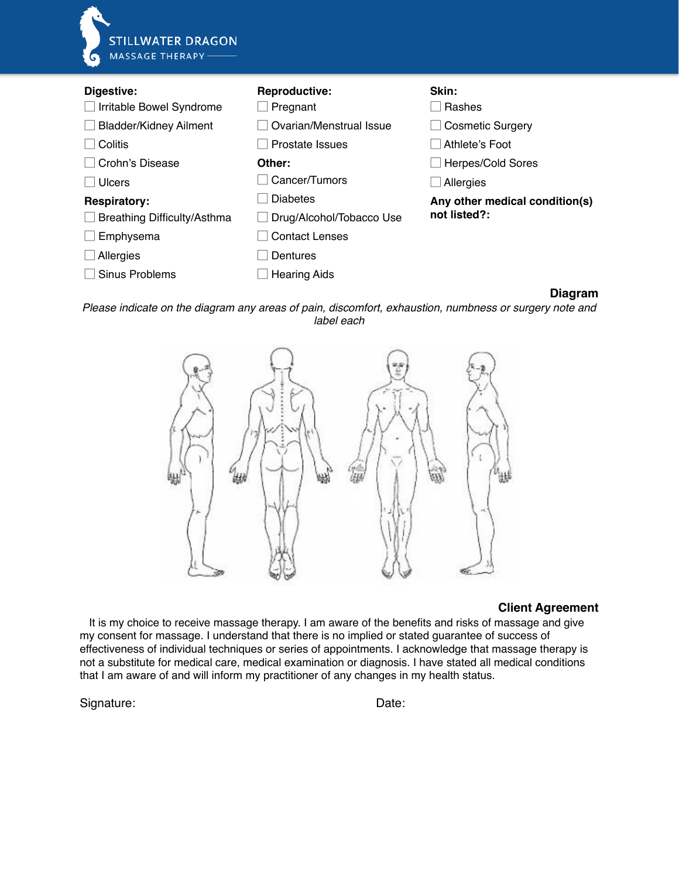STILLWATER DRAGON
MASSAGE THERAPY

**Digestive:**

- ☐ Irritable Bowel Syndrome
- ☐ Bladder/Kidney Ailment
- ☐ Colitis
- ☐ Crohn's Disease
- ☐ Ulcers

**Respiratory:**

- ☐ Breathing Difficulty/Asthma
- ☐ Emphysema
- ☐ Allergies
- ☐ Sinus Problems

**Reproductive:**

- ☐ Pregnant
- ☐ Ovarian/Menstrual Issue
- ☐ Prostate Issues

**Other:**

- ☐ Cancer/Tumors
- ☐ Diabetes
- ☐ Drug/Alcohol/Tobacco Use
- ☐ Contact Lenses
- ☐ Dentures
- ☐ Hearing Aids

**Skin:**

- ☐ Rashes
- ☐ Cosmetic Surgery
- ☐ Athlete's Foot
- ☐ Herpes/Cold Sores
- ☐ Allergies

**Any other medical condition(s) not listed?:**

## Diagram

*Please indicate on the diagram any areas of pain, discomfort, exhaustion, numbness or surgery note and label each*

## Client Agreement

It is my choice to receive massage therapy. I am aware of the benefits and risks of massage and give my consent for massage. I understand that there is no implied or stated guarantee of success of effectiveness of individual techniques or series of appointments. I acknowledge that massage therapy is not a substitute for medical care, medical examination or diagnosis. I have stated all medical conditions that I am aware of and will inform my practitioner of any changes in my health status.

Signature: Date: